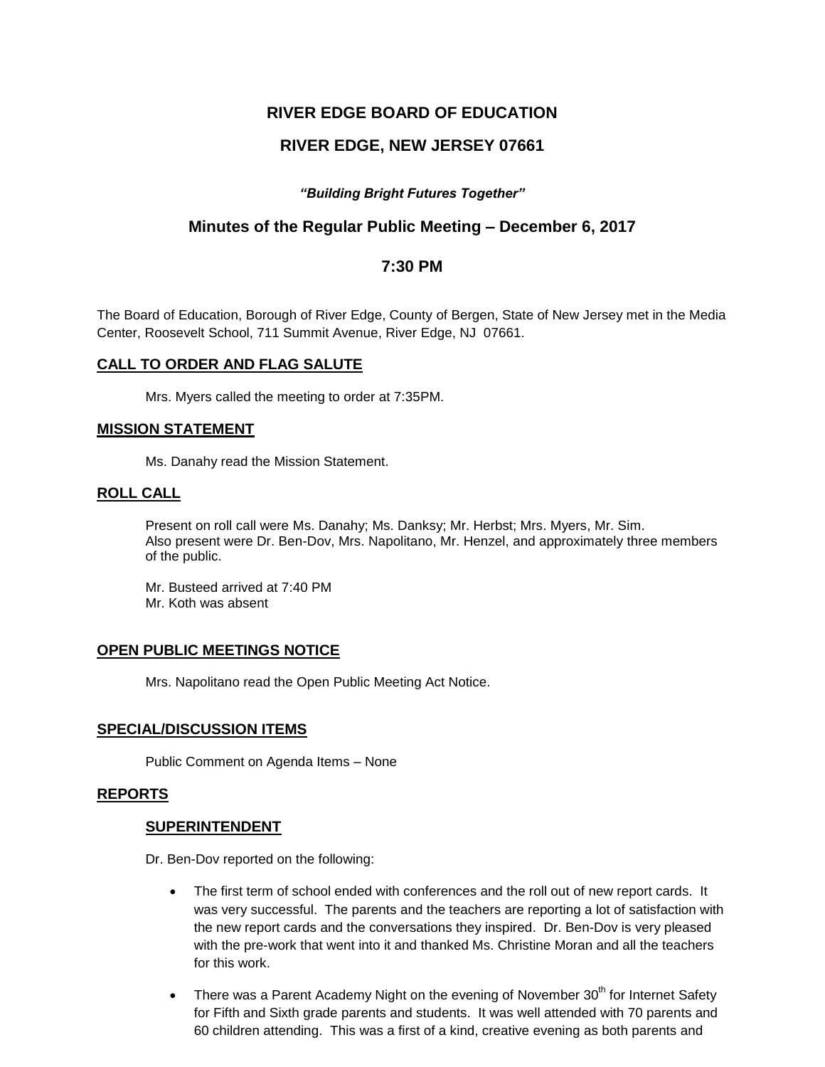# RIVER EDGE BOARD OF EDUCATION

# RIVER EDGE, NEW JERSEY 07661

***"Building Bright Futures Together"***

## Minutes of the Regular Public Meeting – December 6, 2017

## 7:30 PM

The Board of Education, Borough of River Edge, County of Bergen, State of New Jersey met in the Media Center, Roosevelt School, 711 Summit Avenue, River Edge, NJ 07661.

### CALL TO ORDER AND FLAG SALUTE

Mrs. Myers called the meeting to order at 7:35PM.

### MISSION STATEMENT

Ms. Danahy read the Mission Statement.

### ROLL CALL

Present on roll call were Ms. Danahy; Ms. Danksy; Mr. Herbst; Mrs. Myers, Mr. Sim.
Also present were Dr. Ben-Dov, Mrs. Napolitano, Mr. Henzel, and approximately three members of the public.

Mr. Busteed arrived at 7:40 PM
Mr. Koth was absent

### OPEN PUBLIC MEETINGS NOTICE

Mrs. Napolitano read the Open Public Meeting Act Notice.

### SPECIAL/DISCUSSION ITEMS

Public Comment on Agenda Items – None

### REPORTS

#### SUPERINTENDENT

Dr. Ben-Dov reported on the following:

- The first term of school ended with conferences and the roll out of new report cards. It was very successful. The parents and the teachers are reporting a lot of satisfaction with the new report cards and the conversations they inspired. Dr. Ben-Dov is very pleased with the pre-work that went into it and thanked Ms. Christine Moran and all the teachers for this work.
- There was a Parent Academy Night on the evening of November 30th for Internet Safety for Fifth and Sixth grade parents and students. It was well attended with 70 parents and 60 children attending. This was a first of a kind, creative evening as both parents and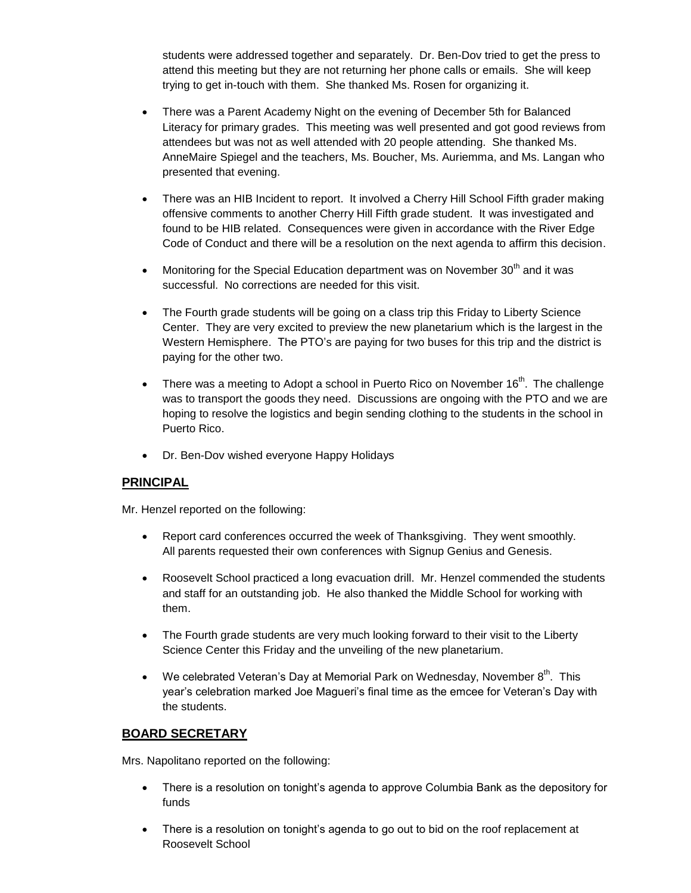students were addressed together and separately. Dr. Ben-Dov tried to get the press to attend this meeting but they are not returning her phone calls or emails. She will keep trying to get in-touch with them. She thanked Ms. Rosen for organizing it.

- There was a Parent Academy Night on the evening of December 5th for Balanced Literacy for primary grades. This meeting was well presented and got good reviews from attendees but was not as well attended with 20 people attending. She thanked Ms. AnneMaire Spiegel and the teachers, Ms. Boucher, Ms. Auriemma, and Ms. Langan who presented that evening.
- There was an HIB Incident to report. It involved a Cherry Hill School Fifth grader making offensive comments to another Cherry Hill Fifth grade student. It was investigated and found to be HIB related. Consequences were given in accordance with the River Edge Code of Conduct and there will be a resolution on the next agenda to affirm this decision.
- Monitoring for the Special Education department was on November 30th and it was successful. No corrections are needed for this visit.
- The Fourth grade students will be going on a class trip this Friday to Liberty Science Center. They are very excited to preview the new planetarium which is the largest in the Western Hemisphere. The PTO's are paying for two buses for this trip and the district is paying for the other two.
- There was a meeting to Adopt a school in Puerto Rico on November 16th. The challenge was to transport the goods they need. Discussions are ongoing with the PTO and we are hoping to resolve the logistics and begin sending clothing to the students in the school in Puerto Rico.
- Dr. Ben-Dov wished everyone Happy Holidays

## PRINCIPAL

Mr. Henzel reported on the following:

- Report card conferences occurred the week of Thanksgiving. They went smoothly. All parents requested their own conferences with Signup Genius and Genesis.
- Roosevelt School practiced a long evacuation drill. Mr. Henzel commended the students and staff for an outstanding job. He also thanked the Middle School for working with them.
- The Fourth grade students are very much looking forward to their visit to the Liberty Science Center this Friday and the unveiling of the new planetarium.
- We celebrated Veteran's Day at Memorial Park on Wednesday, November 8th. This year's celebration marked Joe Magueri's final time as the emcee for Veteran's Day with the students.

## BOARD SECRETARY

Mrs. Napolitano reported on the following:

- There is a resolution on tonight's agenda to approve Columbia Bank as the depository for funds
- There is a resolution on tonight's agenda to go out to bid on the roof replacement at Roosevelt School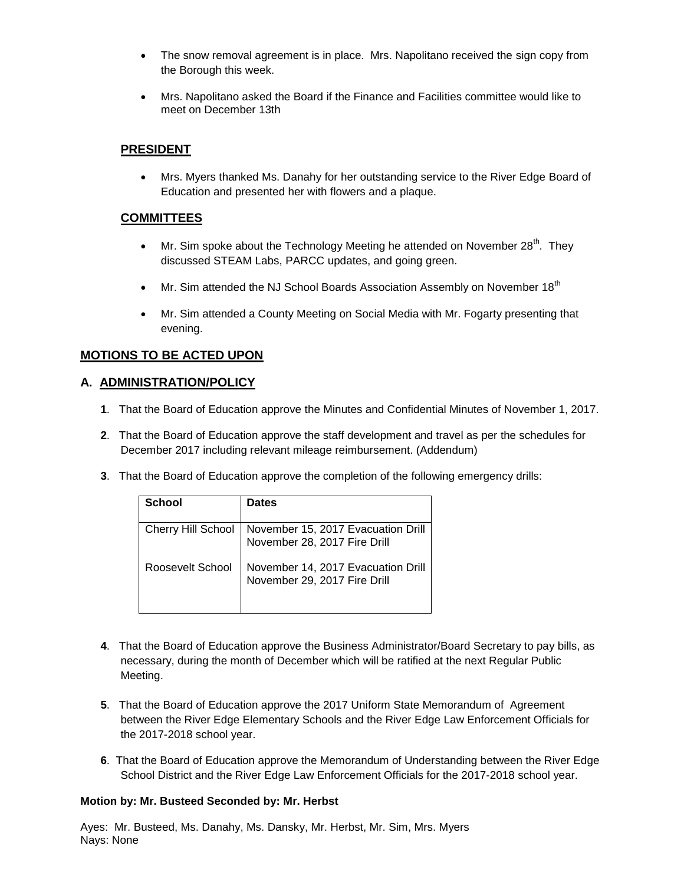- The snow removal agreement is in place. Mrs. Napolitano received the sign copy from the Borough this week.

- Mrs. Napolitano asked the Board if the Finance and Facilities committee would like to meet on December 13th

## PRESIDENT

- Mrs. Myers thanked Ms. Danahy for her outstanding service to the River Edge Board of Education and presented her with flowers and a plaque.

## COMMITTEES

- Mr. Sim spoke about the Technology Meeting he attended on November 28th. They discussed STEAM Labs, PARCC updates, and going green.

- Mr. Sim attended the NJ School Boards Association Assembly on November 18th

- Mr. Sim attended a County Meeting on Social Media with Mr. Fogarty presenting that evening.

## MOTIONS TO BE ACTED UPON

### A. ADMINISTRATION/POLICY

**1**. That the Board of Education approve the Minutes and Confidential Minutes of November 1, 2017.

**2**. That the Board of Education approve the staff development and travel as per the schedules for December 2017 including relevant mileage reimbursement. (Addendum)

**3**. That the Board of Education approve the completion of the following emergency drills:

| School | Dates |
|---|---|
| Cherry Hill School | November 15, 2017 Evacuation Drill<br>November 28, 2017 Fire Drill |
| Roosevelt School | November 14, 2017 Evacuation Drill<br>November 29, 2017 Fire Drill |

**4**. That the Board of Education approve the Business Administrator/Board Secretary to pay bills, as necessary, during the month of December which will be ratified at the next Regular Public Meeting.

**5**. That the Board of Education approve the 2017 Uniform State Memorandum of Agreement between the River Edge Elementary Schools and the River Edge Law Enforcement Officials for the 2017-2018 school year.

**6**. That the Board of Education approve the Memorandum of Understanding between the River Edge School District and the River Edge Law Enforcement Officials for the 2017-2018 school year.

**Motion by: Mr. Busteed Seconded by: Mr. Herbst**

Ayes: Mr. Busteed, Ms. Danahy, Ms. Dansky, Mr. Herbst, Mr. Sim, Mrs. Myers
Nays: None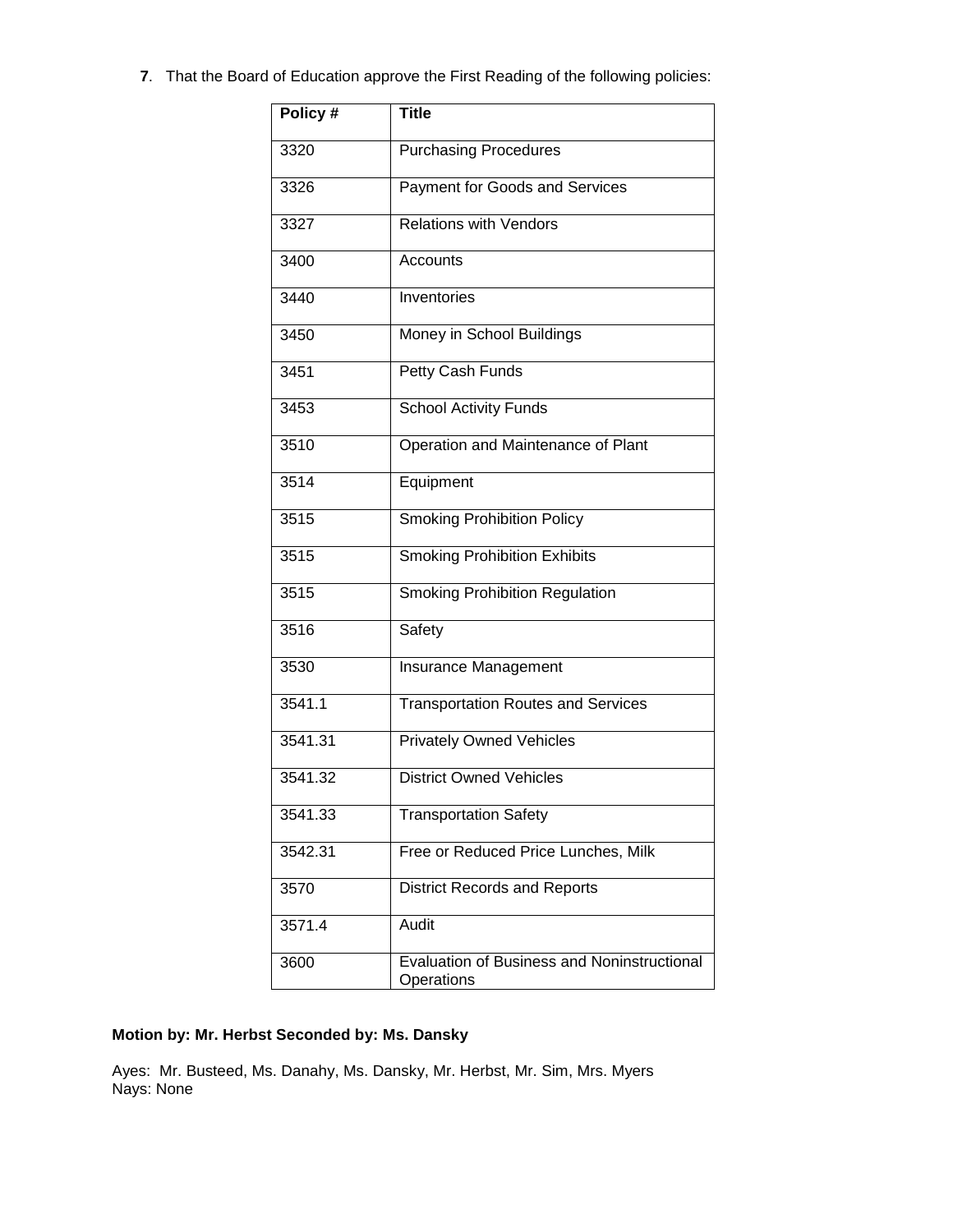**7**. That the Board of Education approve the First Reading of the following policies:

| Policy # | Title |
| --- | --- |
| 3320 | Purchasing Procedures |
| 3326 | Payment for Goods and Services |
| 3327 | Relations with Vendors |
| 3400 | Accounts |
| 3440 | Inventories |
| 3450 | Money in School Buildings |
| 3451 | Petty Cash Funds |
| 3453 | School Activity Funds |
| 3510 | Operation and Maintenance of Plant |
| 3514 | Equipment |
| 3515 | Smoking Prohibition Policy |
| 3515 | Smoking Prohibition Exhibits |
| 3515 | Smoking Prohibition Regulation |
| 3516 | Safety |
| 3530 | Insurance Management |
| 3541.1 | Transportation Routes and Services |
| 3541.31 | Privately Owned Vehicles |
| 3541.32 | District Owned Vehicles |
| 3541.33 | Transportation Safety |
| 3542.31 | Free or Reduced Price Lunches, Milk |
| 3570 | District Records and Reports |
| 3571.4 | Audit |
| 3600 | Evaluation of Business and Noninstructional Operations |

**Motion by: Mr. Herbst Seconded by: Ms. Dansky**

Ayes: Mr. Busteed, Ms. Danahy, Ms. Dansky, Mr. Herbst, Mr. Sim, Mrs. Myers
Nays: None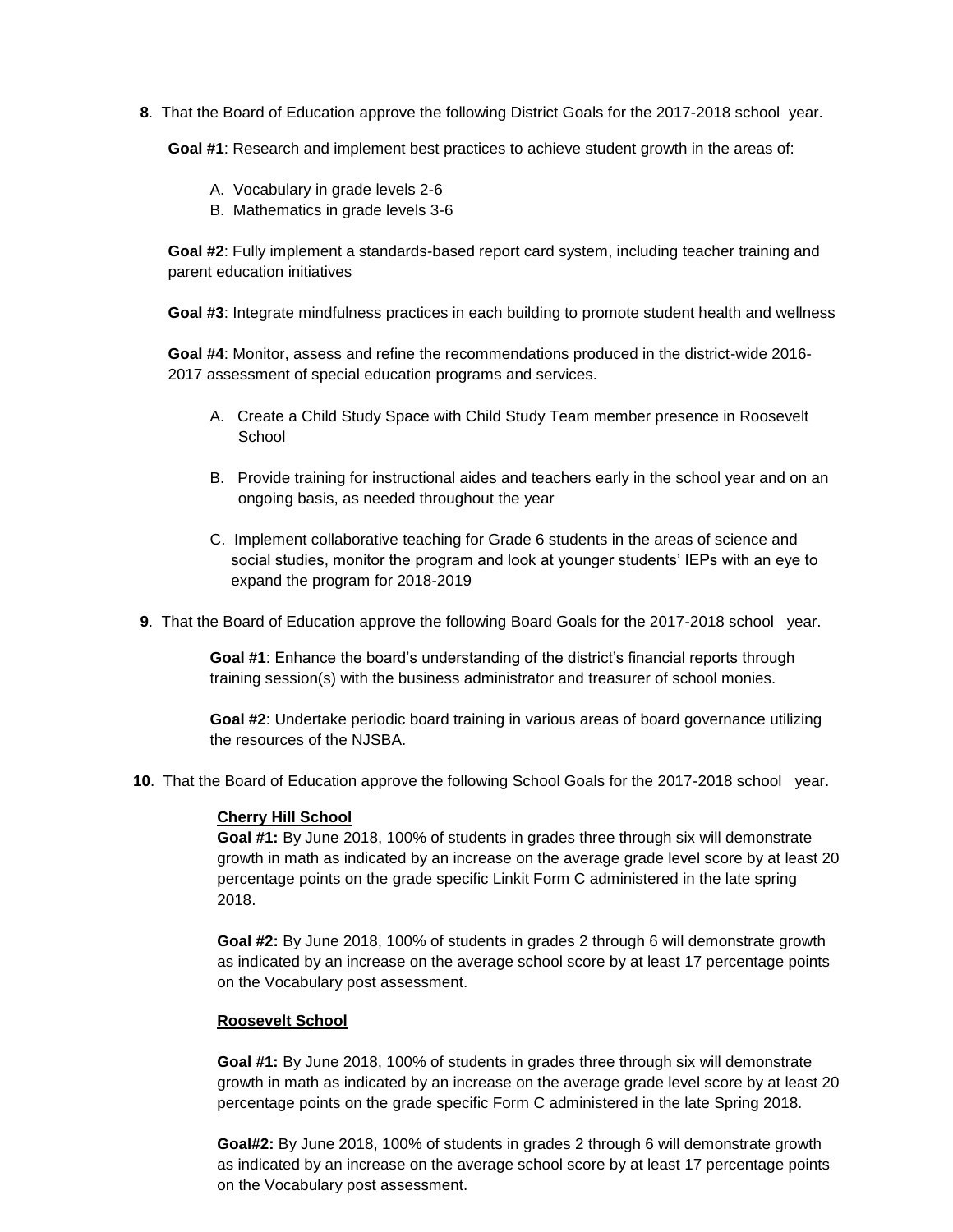**8**. That the Board of Education approve the following District Goals for the 2017-2018 school year.

**Goal #1**: Research and implement best practices to achieve student growth in the areas of:

A. Vocabulary in grade levels 2-6
B. Mathematics in grade levels 3-6

**Goal #2**: Fully implement a standards-based report card system, including teacher training and parent education initiatives

**Goal #3**: Integrate mindfulness practices in each building to promote student health and wellness

**Goal #4**: Monitor, assess and refine the recommendations produced in the district-wide 2016-2017 assessment of special education programs and services.

A. Create a Child Study Space with Child Study Team member presence in Roosevelt School

B. Provide training for instructional aides and teachers early in the school year and on an ongoing basis, as needed throughout the year

C. Implement collaborative teaching for Grade 6 students in the areas of science and social studies, monitor the program and look at younger students' IEPs with an eye to expand the program for 2018-2019

**9**. That the Board of Education approve the following Board Goals for the 2017-2018 school year.

**Goal #1**: Enhance the board's understanding of the district's financial reports through training session(s) with the business administrator and treasurer of school monies.

**Goal #2**: Undertake periodic board training in various areas of board governance utilizing the resources of the NJSBA.

**10**. That the Board of Education approve the following School Goals for the 2017-2018 school year.

**Cherry Hill School**

**Goal #1:** By June 2018, 100% of students in grades three through six will demonstrate growth in math as indicated by an increase on the average grade level score by at least 20 percentage points on the grade specific Linkit Form C administered in the late spring 2018.

**Goal #2:** By June 2018, 100% of students in grades 2 through 6 will demonstrate growth as indicated by an increase on the average school score by at least 17 percentage points on the Vocabulary post assessment.

**Roosevelt School**

**Goal #1:** By June 2018, 100% of students in grades three through six will demonstrate growth in math as indicated by an increase on the average grade level score by at least 20 percentage points on the grade specific Form C administered in the late Spring 2018.

**Goal#2:** By June 2018, 100% of students in grades 2 through 6 will demonstrate growth as indicated by an increase on the average school score by at least 17 percentage points on the Vocabulary post assessment.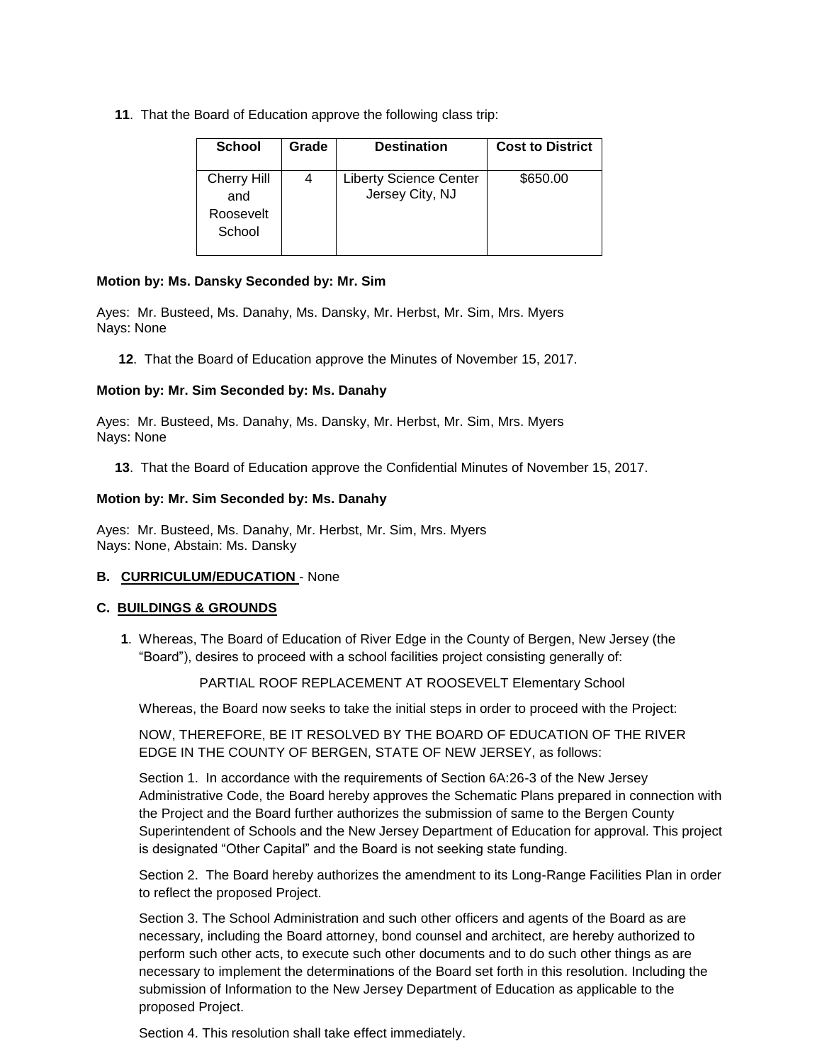**11**. That the Board of Education approve the following class trip:

| School | Grade | Destination | Cost to District |
|---|---|---|---|
| Cherry Hill and Roosevelt School | 4 | Liberty Science Center Jersey City, NJ | $650.00 |

**Motion by: Ms. Dansky Seconded by: Mr. Sim**

Ayes: Mr. Busteed, Ms. Danahy, Ms. Dansky, Mr. Herbst, Mr. Sim, Mrs. Myers
Nays: None

**12**. That the Board of Education approve the Minutes of November 15, 2017.

**Motion by: Mr. Sim Seconded by: Ms. Danahy**

Ayes: Mr. Busteed, Ms. Danahy, Ms. Dansky, Mr. Herbst, Mr. Sim, Mrs. Myers
Nays: None

**13**. That the Board of Education approve the Confidential Minutes of November 15, 2017.

**Motion by: Mr. Sim Seconded by: Ms. Danahy**

Ayes: Mr. Busteed, Ms. Danahy, Mr. Herbst, Mr. Sim, Mrs. Myers
Nays: None, Abstain: Ms. Dansky

**B. CURRICULUM/EDUCATION** - None

**C. BUILDINGS & GROUNDS**

**1**. Whereas, The Board of Education of River Edge in the County of Bergen, New Jersey (the "Board"), desires to proceed with a school facilities project consisting generally of:

PARTIAL ROOF REPLACEMENT AT ROOSEVELT Elementary School

Whereas, the Board now seeks to take the initial steps in order to proceed with the Project:

NOW, THEREFORE, BE IT RESOLVED BY THE BOARD OF EDUCATION OF THE RIVER EDGE IN THE COUNTY OF BERGEN, STATE OF NEW JERSEY, as follows:

Section 1. In accordance with the requirements of Section 6A:26-3 of the New Jersey Administrative Code, the Board hereby approves the Schematic Plans prepared in connection with the Project and the Board further authorizes the submission of same to the Bergen County Superintendent of Schools and the New Jersey Department of Education for approval. This project is designated "Other Capital" and the Board is not seeking state funding.

Section 2. The Board hereby authorizes the amendment to its Long-Range Facilities Plan in order to reflect the proposed Project.

Section 3. The School Administration and such other officers and agents of the Board as are necessary, including the Board attorney, bond counsel and architect, are hereby authorized to perform such other acts, to execute such other documents and to do such other things as are necessary to implement the determinations of the Board set forth in this resolution. Including the submission of Information to the New Jersey Department of Education as applicable to the proposed Project.

Section 4. This resolution shall take effect immediately.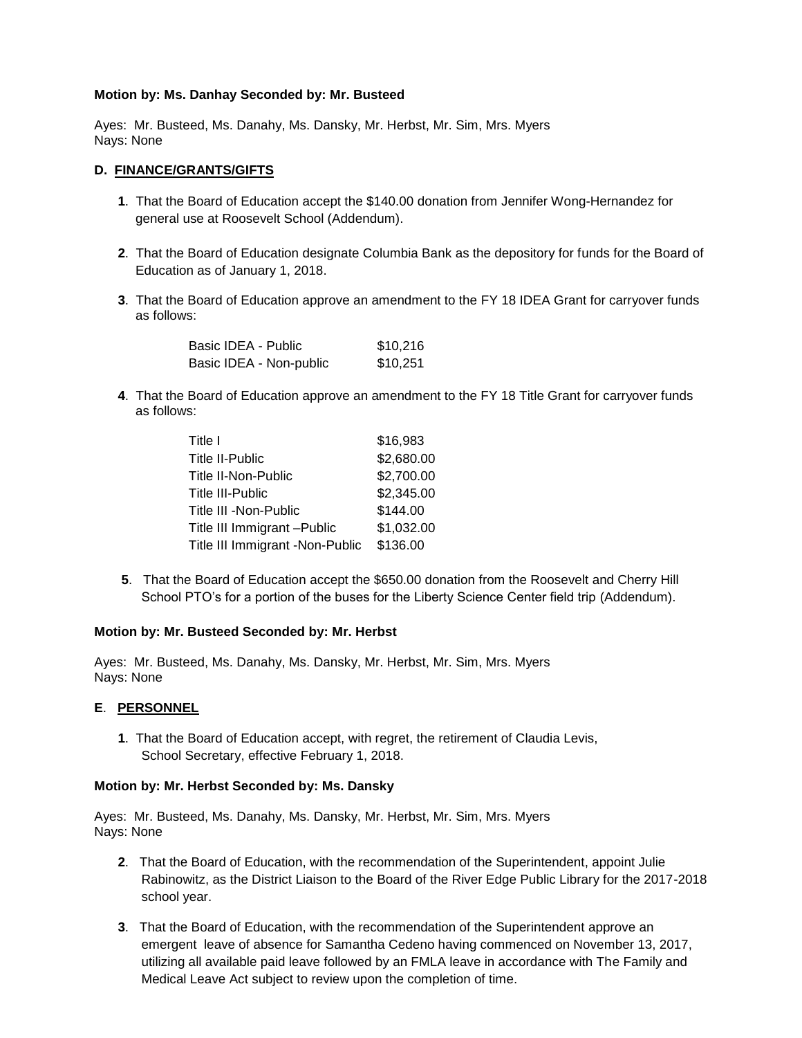**Motion by: Ms. Danhay Seconded by: Mr. Busteed**

Ayes: Mr. Busteed, Ms. Danahy, Ms. Dansky, Mr. Herbst, Mr. Sim, Mrs. Myers
Nays: None

### D. FINANCE/GRANTS/GIFTS

**1**. That the Board of Education accept the $140.00 donation from Jennifer Wong-Hernandez for general use at Roosevelt School (Addendum).

**2**. That the Board of Education designate Columbia Bank as the depository for funds for the Board of Education as of January 1, 2018.

**3**. That the Board of Education approve an amendment to the FY 18 IDEA Grant for carryover funds as follows:

| | |
|---|---|
| Basic IDEA - Public | $10,216 |
| Basic IDEA - Non-public | $10,251 |

**4**. That the Board of Education approve an amendment to the FY 18 Title Grant for carryover funds as follows:

| | |
|---|---|
| Title I | $16,983 |
| Title II-Public | $2,680.00 |
| Title II-Non-Public | $2,700.00 |
| Title III-Public | $2,345.00 |
| Title III -Non-Public | $144.00 |
| Title III Immigrant –Public | $1,032.00 |
| Title III Immigrant -Non-Public | $136.00 |

**5**. That the Board of Education accept the $650.00 donation from the Roosevelt and Cherry Hill School PTO's for a portion of the buses for the Liberty Science Center field trip (Addendum).

**Motion by: Mr. Busteed Seconded by: Mr. Herbst**

Ayes: Mr. Busteed, Ms. Danahy, Ms. Dansky, Mr. Herbst, Mr. Sim, Mrs. Myers
Nays: None

### E. PERSONNEL

**1**. That the Board of Education accept, with regret, the retirement of Claudia Levis, School Secretary, effective February 1, 2018.

**Motion by: Mr. Herbst Seconded by: Ms. Dansky**

Ayes: Mr. Busteed, Ms. Danahy, Ms. Dansky, Mr. Herbst, Mr. Sim, Mrs. Myers
Nays: None

**2**. That the Board of Education, with the recommendation of the Superintendent, appoint Julie Rabinowitz, as the District Liaison to the Board of the River Edge Public Library for the 2017-2018 school year.

**3**. That the Board of Education, with the recommendation of the Superintendent approve an emergent leave of absence for Samantha Cedeno having commenced on November 13, 2017, utilizing all available paid leave followed by an FMLA leave in accordance with The Family and Medical Leave Act subject to review upon the completion of time.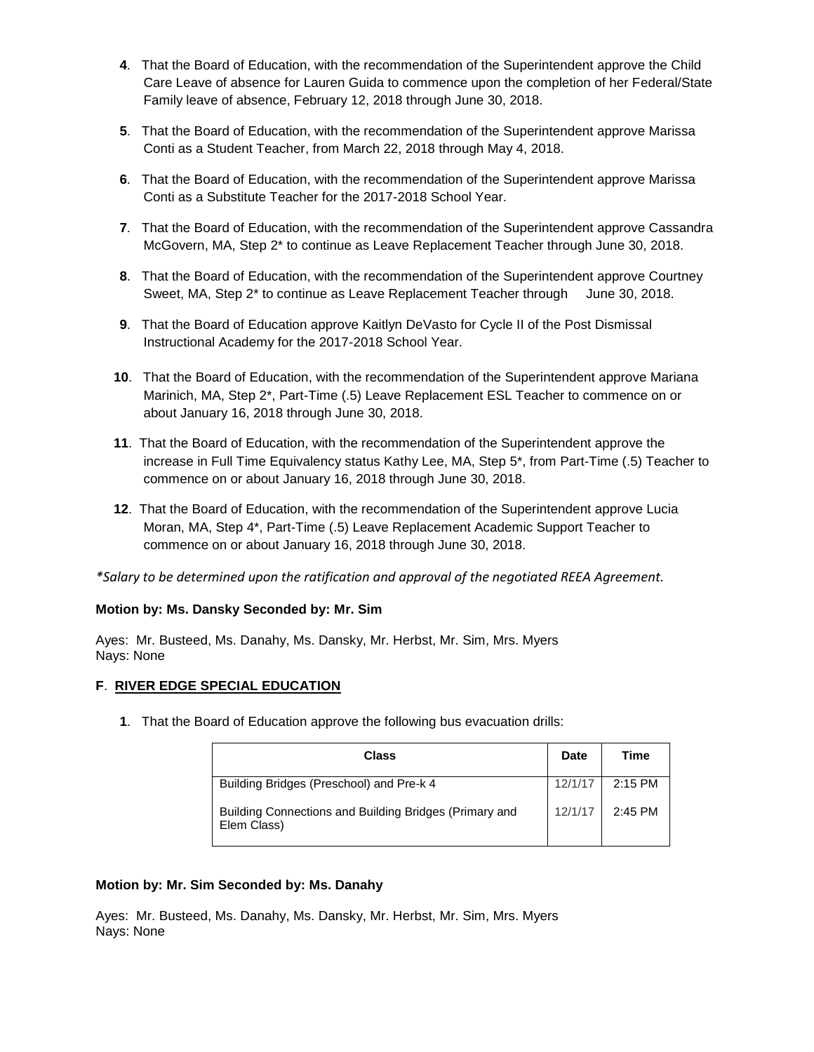**4**. That the Board of Education, with the recommendation of the Superintendent approve the Child Care Leave of absence for Lauren Guida to commence upon the completion of her Federal/State Family leave of absence, February 12, 2018 through June 30, 2018.

**5**. That the Board of Education, with the recommendation of the Superintendent approve Marissa Conti as a Student Teacher, from March 22, 2018 through May 4, 2018.

**6**. That the Board of Education, with the recommendation of the Superintendent approve Marissa Conti as a Substitute Teacher for the 2017-2018 School Year.

**7**. That the Board of Education, with the recommendation of the Superintendent approve Cassandra McGovern, MA, Step 2* to continue as Leave Replacement Teacher through June 30, 2018.

**8**. That the Board of Education, with the recommendation of the Superintendent approve Courtney Sweet, MA, Step 2* to continue as Leave Replacement Teacher through June 30, 2018.

**9**. That the Board of Education approve Kaitlyn DeVasto for Cycle II of the Post Dismissal Instructional Academy for the 2017-2018 School Year.

**10**. That the Board of Education, with the recommendation of the Superintendent approve Mariana Marinich, MA, Step 2*, Part-Time (.5) Leave Replacement ESL Teacher to commence on or about January 16, 2018 through June 30, 2018.

**11**. That the Board of Education, with the recommendation of the Superintendent approve the increase in Full Time Equivalency status Kathy Lee, MA, Step 5*, from Part-Time (.5) Teacher to commence on or about January 16, 2018 through June 30, 2018.

**12**. That the Board of Education, with the recommendation of the Superintendent approve Lucia Moran, MA, Step 4*, Part-Time (.5) Leave Replacement Academic Support Teacher to commence on or about January 16, 2018 through June 30, 2018.

*\*Salary to be determined upon the ratification and approval of the negotiated REEA Agreement.*

**Motion by: Ms. Dansky Seconded by: Mr. Sim**

Ayes: Mr. Busteed, Ms. Danahy, Ms. Dansky, Mr. Herbst, Mr. Sim, Mrs. Myers
Nays: None

**F**. **RIVER EDGE SPECIAL EDUCATION**

**1**. That the Board of Education approve the following bus evacuation drills:

| Class | Date | Time |
|---|---|---|
| Building Bridges (Preschool) and Pre-k 4 | 12/1/17 | 2:15 PM |
| Building Connections and Building Bridges (Primary and Elem Class) | 12/1/17 | 2:45 PM |

**Motion by: Mr. Sim Seconded by: Ms. Danahy**

Ayes: Mr. Busteed, Ms. Danahy, Ms. Dansky, Mr. Herbst, Mr. Sim, Mrs. Myers
Nays: None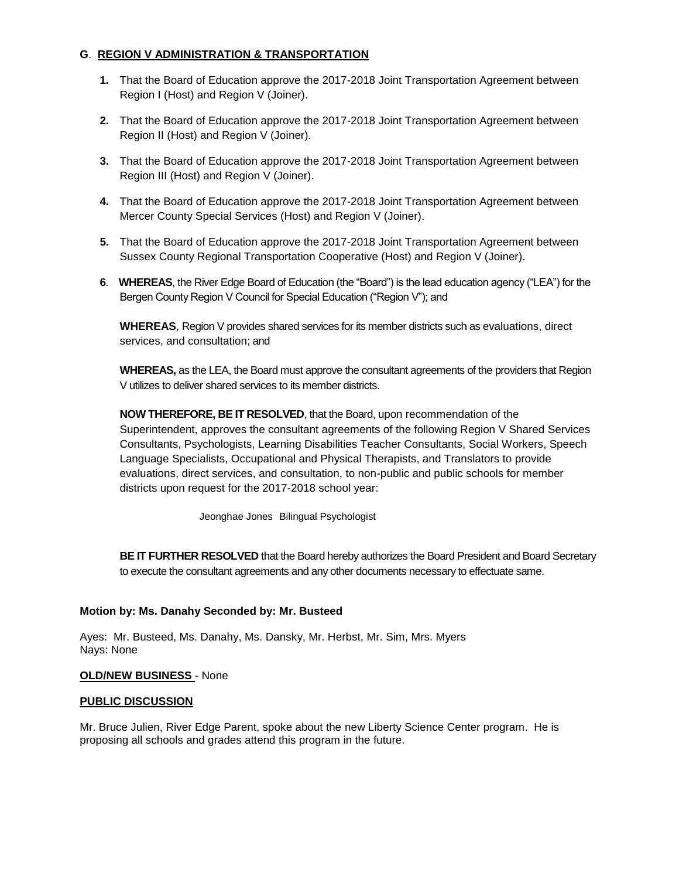**G**. **<u>REGION V ADMINISTRATION & TRANSPORTATION</u>**

1. That the Board of Education approve the 2017-2018 Joint Transportation Agreement between Region I (Host) and Region V (Joiner).

2. That the Board of Education approve the 2017-2018 Joint Transportation Agreement between Region II (Host) and Region V (Joiner).

3. That the Board of Education approve the 2017-2018 Joint Transportation Agreement between Region III (Host) and Region V (Joiner).

4. That the Board of Education approve the 2017-2018 Joint Transportation Agreement between Mercer County Special Services (Host) and Region V (Joiner).

5. That the Board of Education approve the 2017-2018 Joint Transportation Agreement between Sussex County Regional Transportation Cooperative (Host) and Region V (Joiner).

6. **WHEREAS**, the River Edge Board of Education (the "Board") is the lead education agency ("LEA") for the Bergen County Region V Council for Special Education ("Region V"); and

   **WHEREAS**, Region V provides shared services for its member districts such as evaluations, direct services, and consultation; and

   **WHEREAS,** as the LEA, the Board must approve the consultant agreements of the providers that Region V utilizes to deliver shared services to its member districts.

   **NOW THEREFORE, BE IT RESOLVED**, that the Board, upon recommendation of the Superintendent, approves the consultant agreements of the following Region V Shared Services Consultants, Psychologists, Learning Disabilities Teacher Consultants, Social Workers, Speech Language Specialists, Occupational and Physical Therapists, and Translators to provide evaluations, direct services, and consultation, to non-public and public schools for member districts upon request for the 2017-2018 school year:

   Jeonghae Jones Bilingual Psychologist

   **BE IT FURTHER RESOLVED** that the Board hereby authorizes the Board President and Board Secretary to execute the consultant agreements and any other documents necessary to effectuate same.

**Motion by: Ms. Danahy Seconded by: Mr. Busteed**

Ayes: Mr. Busteed, Ms. Danahy, Ms. Dansky, Mr. Herbst, Mr. Sim, Mrs. Myers
Nays: None

**<u>OLD/NEW BUSINESS</u>** - None

**<u>PUBLIC DISCUSSION</u>**

Mr. Bruce Julien, River Edge Parent, spoke about the new Liberty Science Center program. He is proposing all schools and grades attend this program in the future.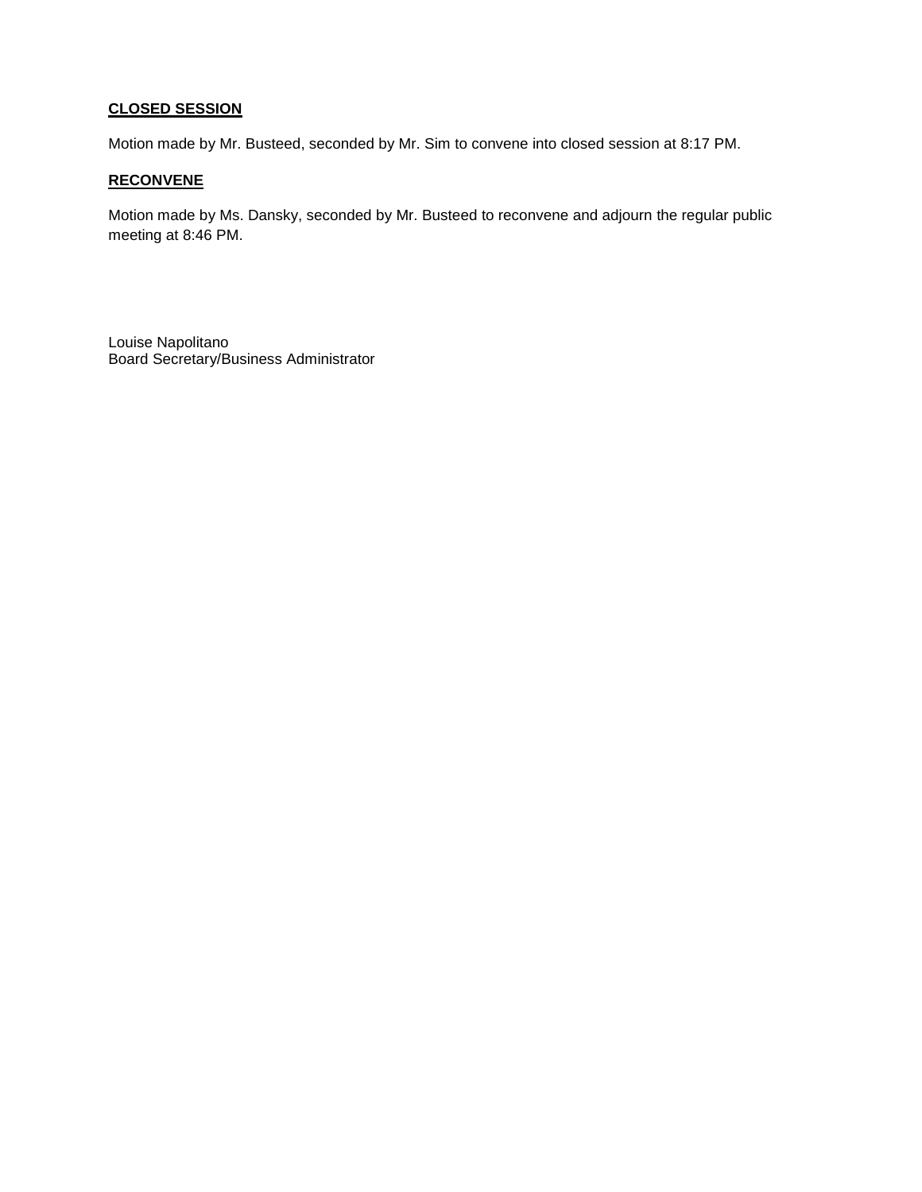**CLOSED SESSION**

Motion made by Mr. Busteed, seconded by Mr. Sim to convene into closed session at 8:17 PM.

**RECONVENE**

Motion made by Ms. Dansky, seconded by Mr. Busteed to reconvene and adjourn the regular public meeting at 8:46 PM.

Louise Napolitano
Board Secretary/Business Administrator